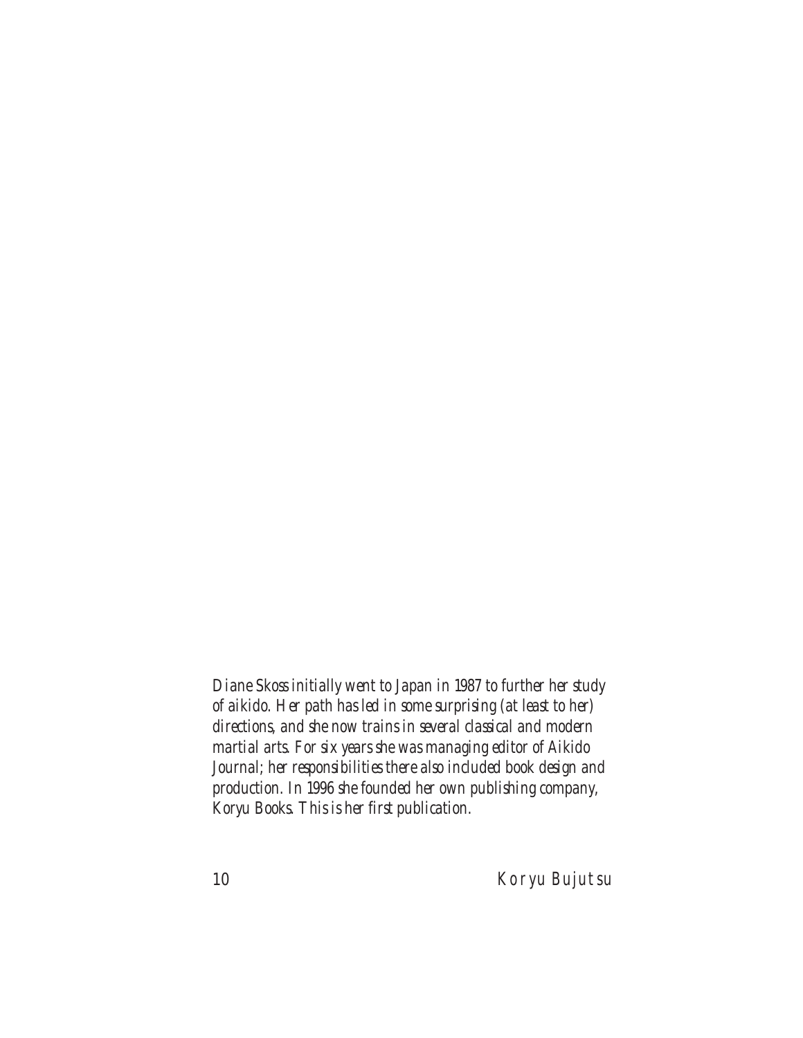*Diane Skoss initially went to Japan in 1987 to further her study of aikido. Her path has led in some surprising (at least to her) directions, and she now trains in several classical and modern martial arts. For six years she was managing editor of Aikido Journal; her responsibilities there also included book design and production. In 1996 she founded her own publishing company, Koryu Books. This is her first publication.*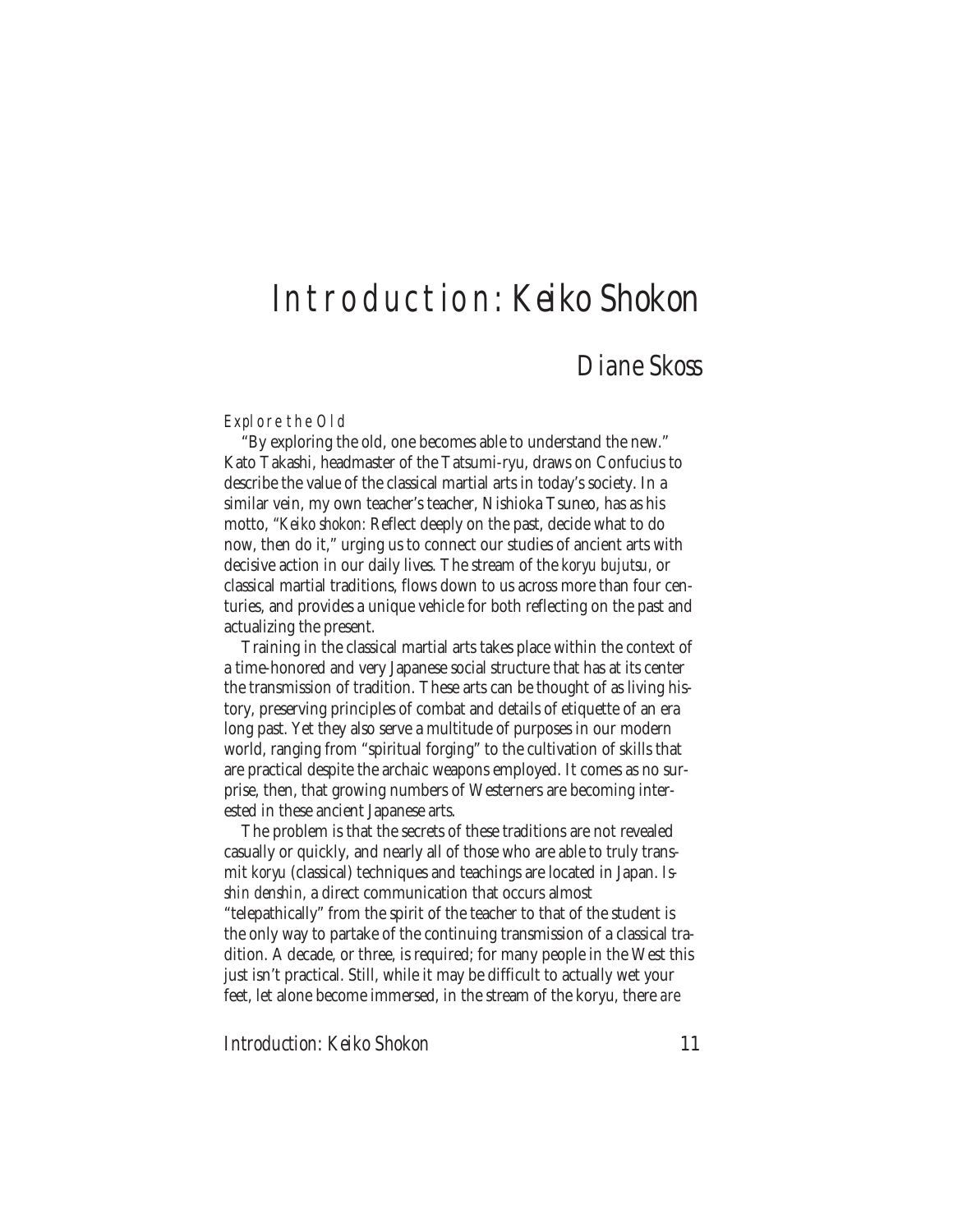# Introduction: *Keiko Shokon*

## Diane Skoss

### *Explore the Old*

"By exploring the old, one becomes able to understand the new." Kato Takashi, headmaster of the Tatsumi-ryu, draws on Confucius to describe the value of the classical martial arts in today's society. In a similar vein, my own teacher's teacher, Nishioka Tsuneo, has as his motto, "*Keiko shokon*: Reflect deeply on the past, decide what to do now, then do it," urging us to connect our studies of ancient arts with decisive action in our daily lives. The stream of the *koryu bujutsu*, or classical martial traditions, flows down to us across more than four centuries, and provides a unique vehicle for both reflecting on the past and actualizing the present.

Training in the classical martial arts takes place within the context of a time-honored and very Japanese social structure that has at its center the transmission of tradition. These arts can be thought of as living history, preserving principles of combat and details of etiquette of an era long past. Yet they also serve a multitude of purposes in our modern world, ranging from "spiritual forging" to the cultivation of skills that are practical despite the archaic weapons employed. It comes as no surprise, then, that growing numbers of Westerners are becoming interested in these ancient Japanese arts.

The problem is that the secrets of these traditions are not revealed casually or quickly, and nearly all of those who are able to truly transmit *koryu* (classical) techniques and teachings are located in Japan. *Isshin denshin*, a direct communication that occurs almost "telepathically" from the spirit of the teacher to that of the student is the only way to partake of the continuing transmission of a classical tradition. A decade, or three, is required; for many people in the West this just isn't practical. Still, while it may be difficult to actually wet your feet, let alone become immersed, in the stream of the koryu, there *are*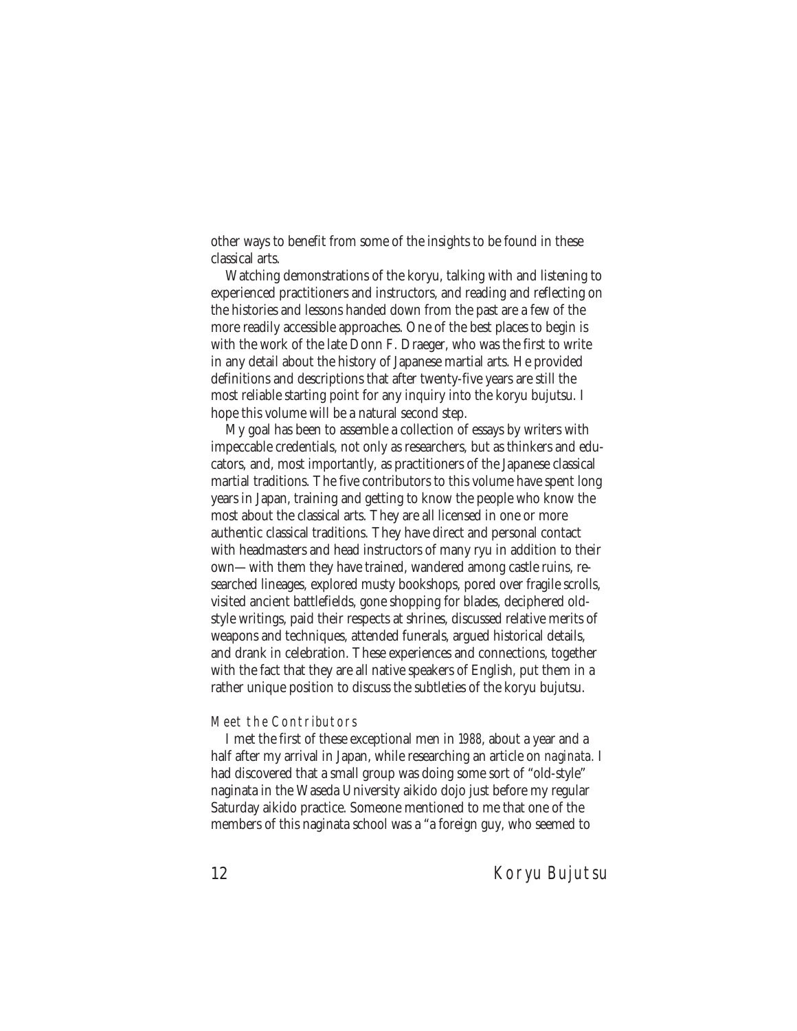other ways to benefit from some of the insights to be found in these classical arts.

Watching demonstrations of the koryu, talking with and listening to experienced practitioners and instructors, and reading and reflecting on the histories and lessons handed down from the past are a few of the more readily accessible approaches. One of the best places to begin is with the work of the late Donn F. Draeger, who was the first to write in any detail about the history of Japanese martial arts. He provided definitions and descriptions that after twenty-five years are still the most reliable starting point for any inquiry into the koryu bujutsu. I hope this volume will be a natural second step.

My goal has been to assemble a collection of essays by writers with impeccable credentials, not only as researchers, but as thinkers and educators, and, most importantly, as practitioners of the Japanese classical martial traditions. The five contributors to this volume have spent long years in Japan, training and getting to know the people who know the most about the classical arts. They are all licensed in one or more authentic classical traditions. They have direct and personal contact with headmasters and head instructors of many ryu in addition to their own—with them they have trained, wandered among castle ruins, researched lineages, explored musty bookshops, pored over fragile scrolls, visited ancient battlefields, gone shopping for blades, deciphered old-style writings, paid their respects at shrines, discussed relative merits of weapons and techniques, attended funerals, argued historical details, and drank in celebration. These experiences and connections, together with the fact that they are all native speakers of English, put them in a rather unique position to discuss the subtleties of the koryu bujutsu.

### *Meet the Contributors*

I met the first of these exceptional men in 1988, about a year and a half after my arrival in Japan, while researching an article on *naginata*. I had discovered that a small group was doing some sort of "old-style" naginata in the Waseda University aikido dojo just before my regular Saturday aikido practice. Someone mentioned to me that one of the members of this naginata school was a "a foreign guy, who seemed to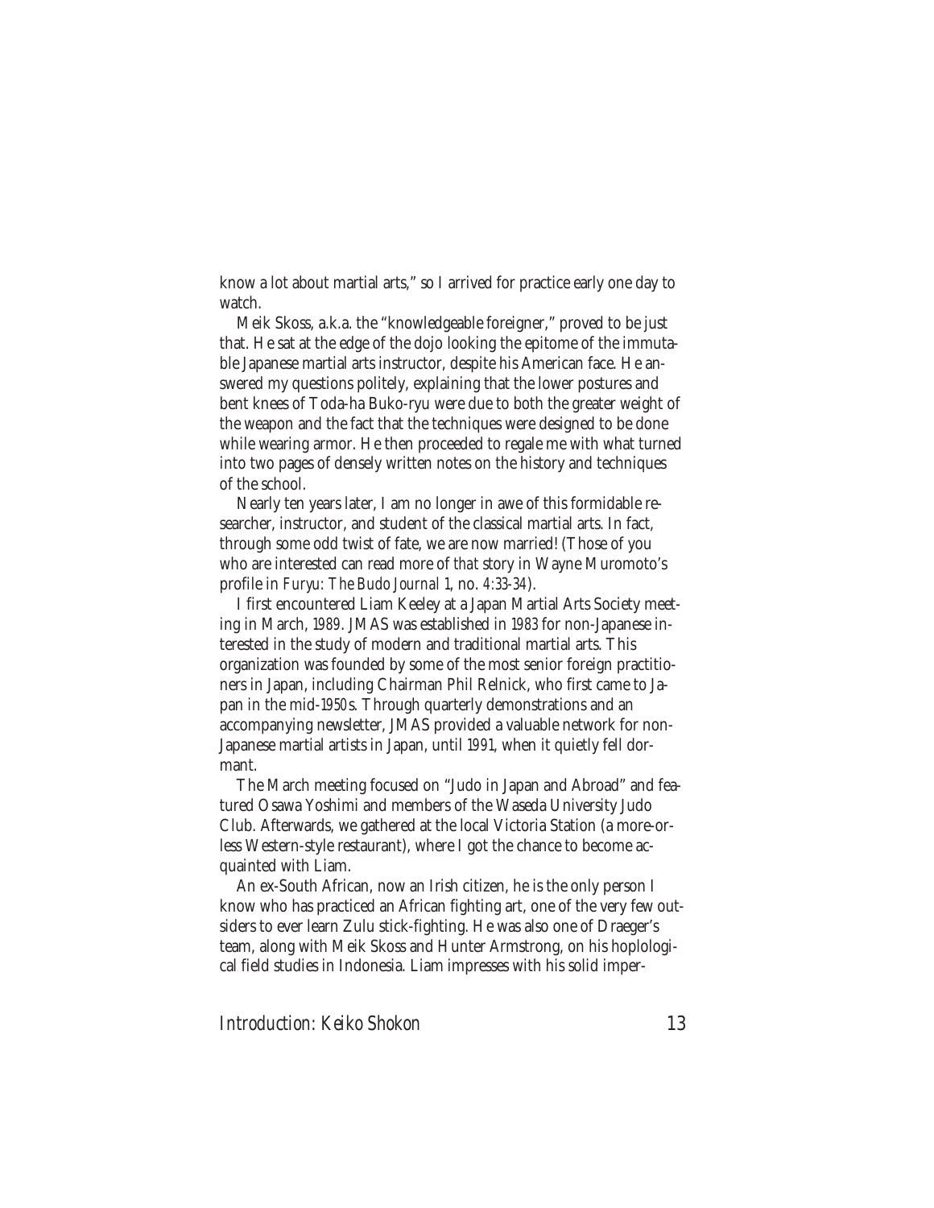know a lot about martial arts," so I arrived for practice early one day to watch.

Meik Skoss, a.k.a. the "knowledgeable foreigner," proved to be just that. He sat at the edge of the dojo looking the epitome of the immutable Japanese martial arts instructor, despite his American face. He answered my questions politely, explaining that the lower postures and bent knees of Toda-ha Buko-ryu were due to both the greater weight of the weapon and the fact that the techniques were designed to be done while wearing armor. He then proceeded to regale me with what turned into two pages of densely written notes on the history and techniques of the school.

Nearly ten years later, I am no longer in awe of this formidable researcher, instructor, and student of the classical martial arts. In fact, through some odd twist of fate, we are now married! (Those of you who are interested can read more of *that* story in Wayne Muromoto's profile in *Furyu: The Budo Journal* 1, no. 4:33-34).

I first encountered Liam Keeley at a Japan Martial Arts Society meeting in March, 1989. JMAS was established in 1983 for non-Japanese interested in the study of modern and traditional martial arts. This organization was founded by some of the most senior foreign practitioners in Japan, including Chairman Phil Relnick, who first came to Japan in the mid-1950s. Through quarterly demonstrations and an accompanying newsletter, JMAS provided a valuable network for non-Japanese martial artists in Japan, until 1991, when it quietly fell dormant.

The March meeting focused on "Judo in Japan and Abroad" and featured Osawa Yoshimi and members of the Waseda University Judo Club. Afterwards, we gathered at the local Victoria Station (a more-or-less Western-style restaurant), where I got the chance to become acquainted with Liam.

An ex-South African, now an Irish citizen, he is the only person I know who has practiced an African fighting art, one of the very few outsiders to ever learn Zulu stick-fighting. He was also one of Draeger's team, along with Meik Skoss and Hunter Armstrong, on his hoplological field studies in Indonesia. Liam impresses with his solid imper-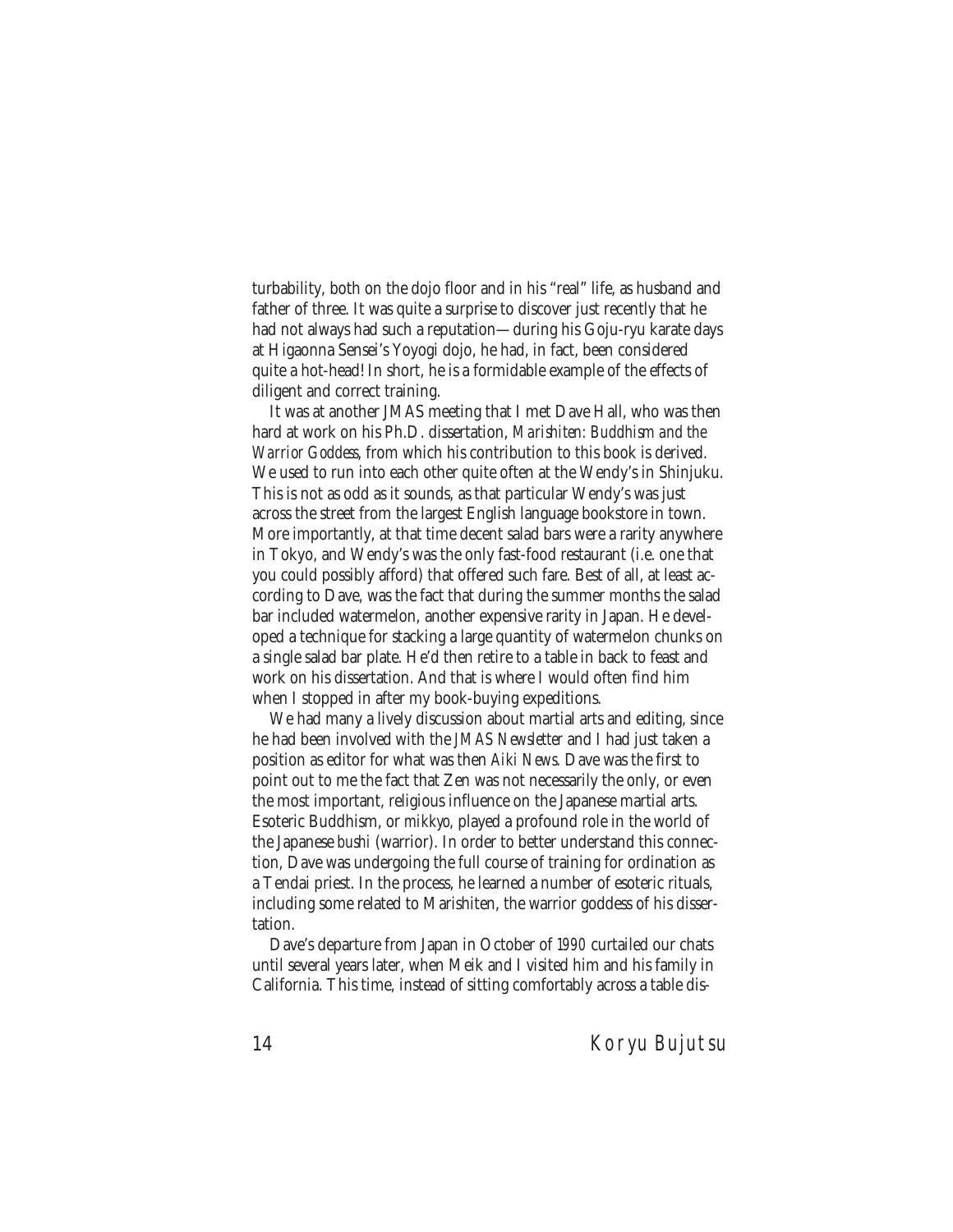turbability, both on the dojo floor and in his "real" life, as husband and father of three. It was quite a surprise to discover just recently that he had not always had such a reputation—during his Goju-ryu karate days at Higaonna Sensei's Yoyogi dojo, he had, in fact, been considered quite a hot-head! In short, he is a formidable example of the effects of diligent and correct training.

It was at another JMAS meeting that I met Dave Hall, who was then hard at work on his Ph.D. dissertation, *Marishiten: Buddhism and the Warrior Goddess*, from which his contribution to this book is derived. We used to run into each other quite often at the Wendy's in Shinjuku. This is not as odd as it sounds, as that particular Wendy's was just across the street from the largest English language bookstore in town. More importantly, at that time decent salad bars were a rarity anywhere in Tokyo, and Wendy's was the only fast-food restaurant (i.e. one that you could possibly afford) that offered such fare. Best of all, at least according to Dave, was the fact that during the summer months the salad bar included watermelon, another expensive rarity in Japan. He developed a technique for stacking a large quantity of watermelon chunks on a single salad bar plate. He'd then retire to a table in back to feast and work on his dissertation. And that is where I would often find him when I stopped in after my book-buying expeditions.

We had many a lively discussion about martial arts and editing, since he had been involved with the *JMAS Newsletter* and I had just taken a position as editor for what was then *Aiki News*. Dave was the first to point out to me the fact that Zen was not necessarily the only, or even the most important, religious influence on the Japanese martial arts. Esoteric Buddhism, or *mikkyo*, played a profound role in the world of the Japanese *bushi* (warrior). In order to better understand this connection, Dave was undergoing the full course of training for ordination as a Tendai priest. In the process, he learned a number of esoteric rituals, including some related to Marishiten, the warrior goddess of his dissertation.

Dave's departure from Japan in October of 1990 curtailed our chats until several years later, when Meik and I visited him and his family in California. This time, instead of sitting comfortably across a table dis-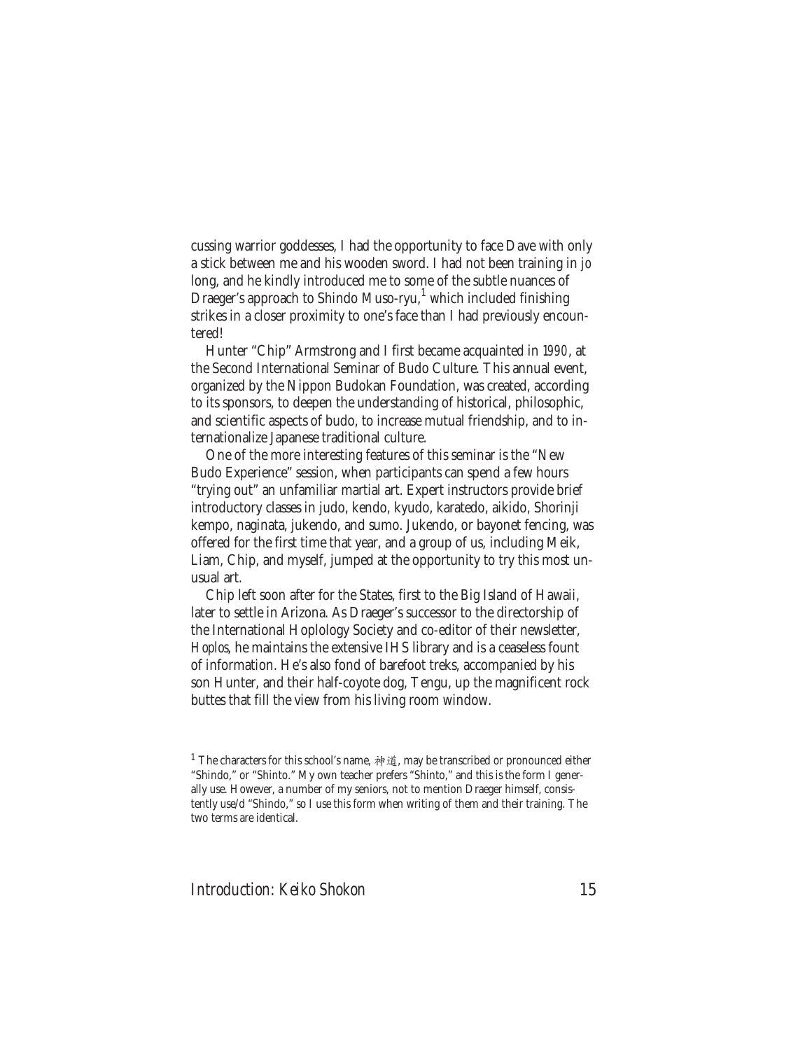cussing warrior goddesses, I had the opportunity to face Dave with only a stick between me and his wooden sword. I had not been training in *jo* long, and he kindly introduced me to some of the subtle nuances of Draeger's approach to Shindo Muso-ryu,[1] which included finishing strikes in a closer proximity to one's face than I had previously encountered!

Hunter "Chip" Armstrong and I first became acquainted in 1990, at the Second International Seminar of Budo Culture. This annual event, organized by the Nippon Budokan Foundation, was created, according to its sponsors, to deepen the understanding of historical, philosophic, and scientific aspects of budo, to increase mutual friendship, and to internationalize Japanese traditional culture.

One of the more interesting features of this seminar is the "New Budo Experience" session, when participants can spend a few hours "trying out" an unfamiliar martial art. Expert instructors provide brief introductory classes in judo, kendo, kyudo, karatedo, aikido, Shorinji kempo, naginata, jukendo, and sumo. Jukendo, or bayonet fencing, was offered for the first time that year, and a group of us, including Meik, Liam, Chip, and myself, jumped at the opportunity to try this most unusual art.

Chip left soon after for the States, first to the Big Island of Hawaii, later to settle in Arizona. As Draeger's successor to the directorship of the International Hoplology Society and co-editor of their newsletter, *Hoplos*, he maintains the extensive IHS library and is a ceaseless fount of information. He's also fond of barefoot treks, accompanied by his son Hunter, and their half-coyote dog, Tengu, up the magnificent rock buttes that fill the view from his living room window.

[1] The characters for this school's name, 神道, may be transcribed or pronounced either "Shindo," or "Shinto." My own teacher prefers "Shinto," and this is the form I generally use. However, a number of my seniors, not to mention Draeger himself, consistently use/d "Shindo," so I use this form when writing of them and their training. The two terms are identical.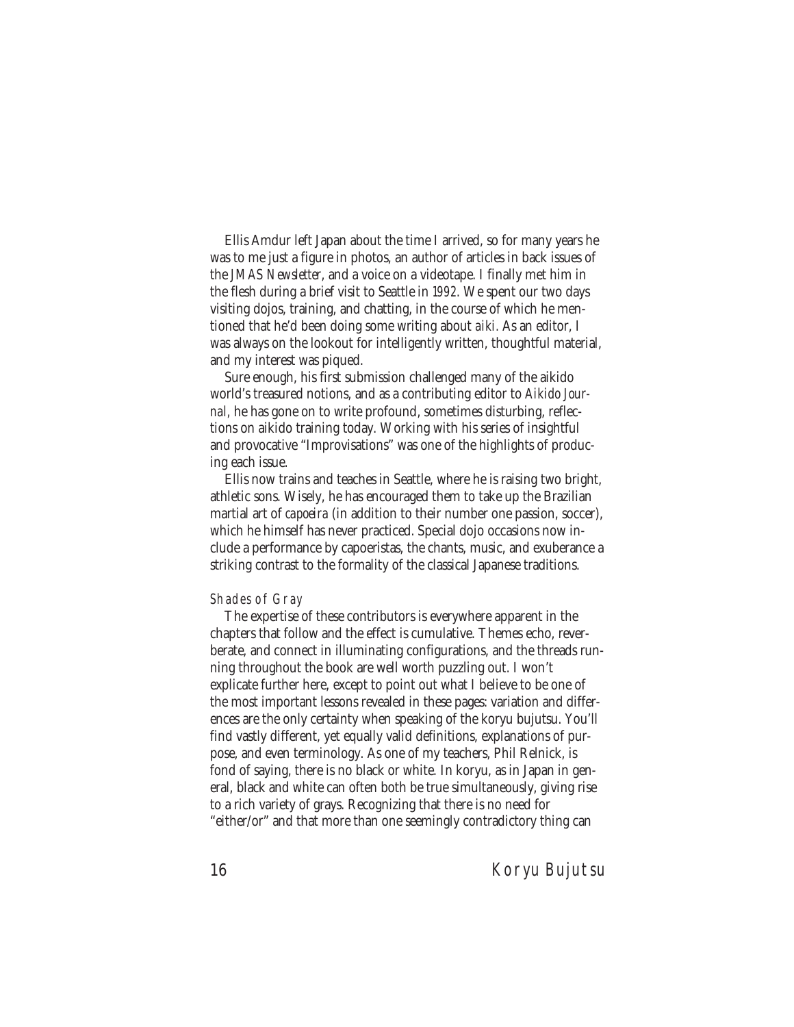Ellis Amdur left Japan about the time I arrived, so for many years he was to me just a figure in photos, an author of articles in back issues of the *JMAS Newsletter*, and a voice on a videotape. I finally met him in the flesh during a brief visit to Seattle in 1992. We spent our two days visiting dojos, training, and chatting, in the course of which he mentioned that he'd been doing some writing about *aiki.* As an editor, I was always on the lookout for intelligently written, thoughtful material, and my interest was piqued.

Sure enough, his first submission challenged many of the aikido world's treasured notions, and as a contributing editor to *Aikido Journal,* he has gone on to write profound, sometimes disturbing, reflections on aikido training today. Working with his series of insightful and provocative "Improvisations" was one of the highlights of producing each issue.

Ellis now trains and teaches in Seattle, where he is raising two bright, athletic sons. Wisely, he has encouraged them to take up the Brazilian martial art of *capoeira* (in addition to their number one passion, soccer), which he himself has never practiced. Special dojo occasions now include a performance by capoeiristas, the chants, music, and exuberance a striking contrast to the formality of the classical Japanese traditions.

### *Shades of Gray*

The expertise of these contributors is everywhere apparent in the chapters that follow and the effect is cumulative. Themes echo, reverberate, and connect in illuminating configurations, and the threads running throughout the book are well worth puzzling out. I won't explicate further here, except to point out what I believe to be one of the most important lessons revealed in these pages: variation and differences are the only certainty when speaking of the koryu bujutsu. You'll find vastly different, yet equally valid definitions, explanations of purpose, and even terminology. As one of my teachers, Phil Relnick, is fond of saying, there is no black or white. In koryu, as in Japan in general, black and white can often both be true simultaneously, giving rise to a rich variety of grays. Recognizing that there is no need for "either/or" and that more than one seemingly contradictory thing can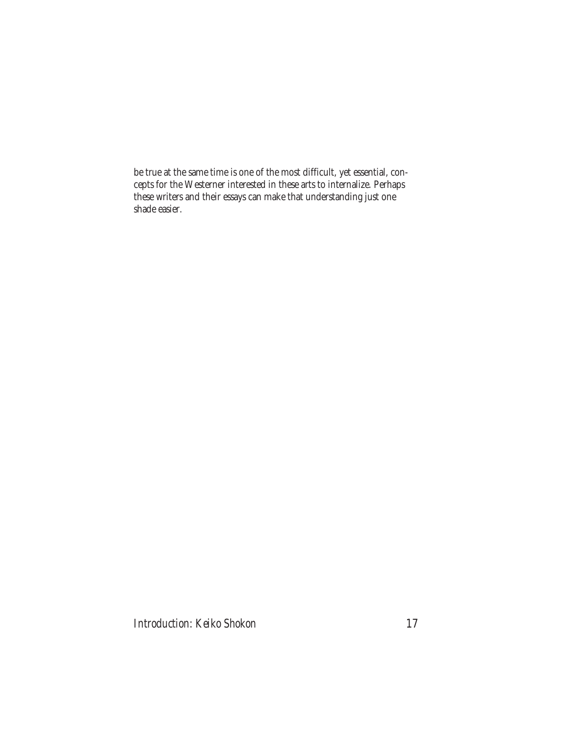be true at the same time is one of the most difficult, yet essential, concepts for the Westerner interested in these arts to internalize. Perhaps these writers and their essays can make that understanding just one shade easier.